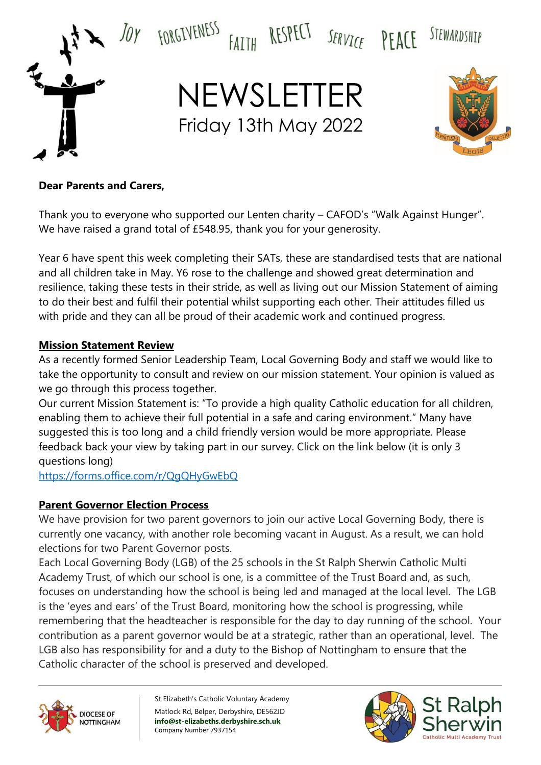JOY FORGIVENESS FAITH RESPECT SERVICE PEACE STEWARDSHIP

# NEWSLETTER

Friday 13th May 2022

**Dear Parents and Carers,**

Thank you to everyone who supported our Lenten charity – CAFOD's "Walk Against Hunger". We have raised a grand total of £548.95, thank you for your generosity.

Year 6 have spent this week completing their SATs, these are standardised tests that are national and all children take in May. Y6 rose to the challenge and showed great determination and resilience, taking these tests in their stride, as well as living out our Mission Statement of aiming to do their best and fulfil their potential whilst supporting each other. Their attitudes filled us with pride and they can all be proud of their academic work and continued progress.

## Mission Statement Review

As a recently formed Senior Leadership Team, Local Governing Body and staff we would like to take the opportunity to consult and review on our mission statement. Your opinion is valued as we go through this process together.

Our current Mission Statement is: "To provide a high quality Catholic education for all children, enabling them to achieve their full potential in a safe and caring environment." Many have suggested this is too long and a child friendly version would be more appropriate. Please feedback back your view by taking part in our survey. Click on the link below (it is only 3 questions long)

https://forms.office.com/r/QgQHyGwEbQ

## Parent Governor Election Process

We have provision for two parent governors to join our active Local Governing Body, there is currently one vacancy, with another role becoming vacant in August. As a result, we can hold elections for two Parent Governor posts.

Each Local Governing Body (LGB) of the 25 schools in the St Ralph Sherwin Catholic Multi Academy Trust, of which our school is one, is a committee of the Trust Board and, as such, focuses on understanding how the school is being led and managed at the local level. The LGB is the 'eyes and ears' of the Trust Board, monitoring how the school is progressing, while remembering that the headteacher is responsible for the day to day running of the school. Your contribution as a parent governor would be at a strategic, rather than an operational, level. The LGB also has responsibility for and a duty to the Bishop of Nottingham to ensure that the Catholic character of the school is preserved and developed.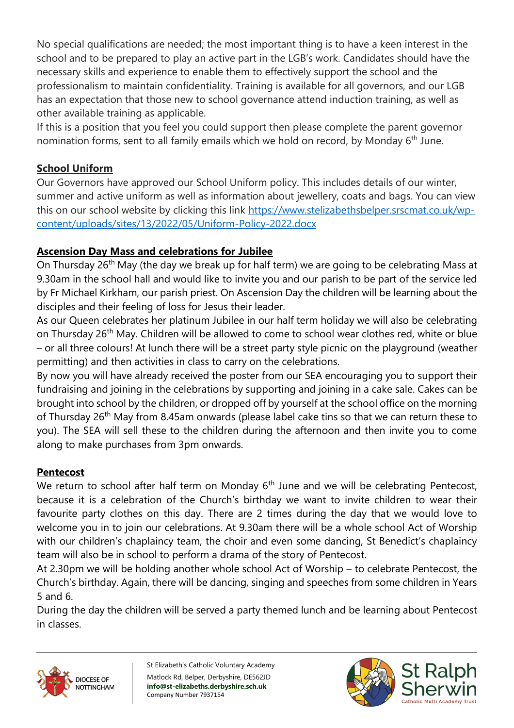No special qualifications are needed; the most important thing is to have a keen interest in the school and to be prepared to play an active part in the LGB's work. Candidates should have the necessary skills and experience to enable them to effectively support the school and the professionalism to maintain confidentiality. Training is available for all governors, and our LGB has an expectation that those new to school governance attend induction training, as well as other available training as applicable.

If this is a position that you feel you could support then please complete the parent governor nomination forms, sent to all family emails which we hold on record, by Monday 6th June.

## School Uniform

Our Governors have approved our School Uniform policy. This includes details of our winter, summer and active uniform as well as information about jewellery, coats and bags. You can view this on our school website by clicking this link [https://www.stelizabethsbelper.srscmat.co.uk/wp-content/uploads/sites/13/2022/05/Uniform-Policy-2022.docx](https://www.stelizabethsbelper.srscmat.co.uk/wp-content/uploads/sites/13/2022/05/Uniform-Policy-2022.docx)

## Ascension Day Mass and celebrations for Jubilee

On Thursday 26th May (the day we break up for half term) we are going to be celebrating Mass at 9.30am in the school hall and would like to invite you and our parish to be part of the service led by Fr Michael Kirkham, our parish priest. On Ascension Day the children will be learning about the disciples and their feeling of loss for Jesus their leader.

As our Queen celebrates her platinum Jubilee in our half term holiday we will also be celebrating on Thursday 26th May. Children will be allowed to come to school wear clothes red, white or blue – or all three colours! At lunch there will be a street party style picnic on the playground (weather permitting) and then activities in class to carry on the celebrations.

By now you will have already received the poster from our SEA encouraging you to support their fundraising and joining in the celebrations by supporting and joining in a cake sale. Cakes can be brought into school by the children, or dropped off by yourself at the school office on the morning of Thursday 26th May from 8.45am onwards (please label cake tins so that we can return these to you). The SEA will sell these to the children during the afternoon and then invite you to come along to make purchases from 3pm onwards.

## Pentecost

We return to school after half term on Monday 6th June and we will be celebrating Pentecost, because it is a celebration of the Church's birthday we want to invite children to wear their favourite party clothes on this day. There are 2 times during the day that we would love to welcome you in to join our celebrations. At 9.30am there will be a whole school Act of Worship with our children's chaplaincy team, the choir and even some dancing, St Benedict's chaplaincy team will also be in school to perform a drama of the story of Pentecost.

At 2.30pm we will be holding another whole school Act of Worship – to celebrate Pentecost, the Church's birthday. Again, there will be dancing, singing and speeches from some children in Years 5 and 6.

During the day the children will be served a party themed lunch and be learning about Pentecost in classes.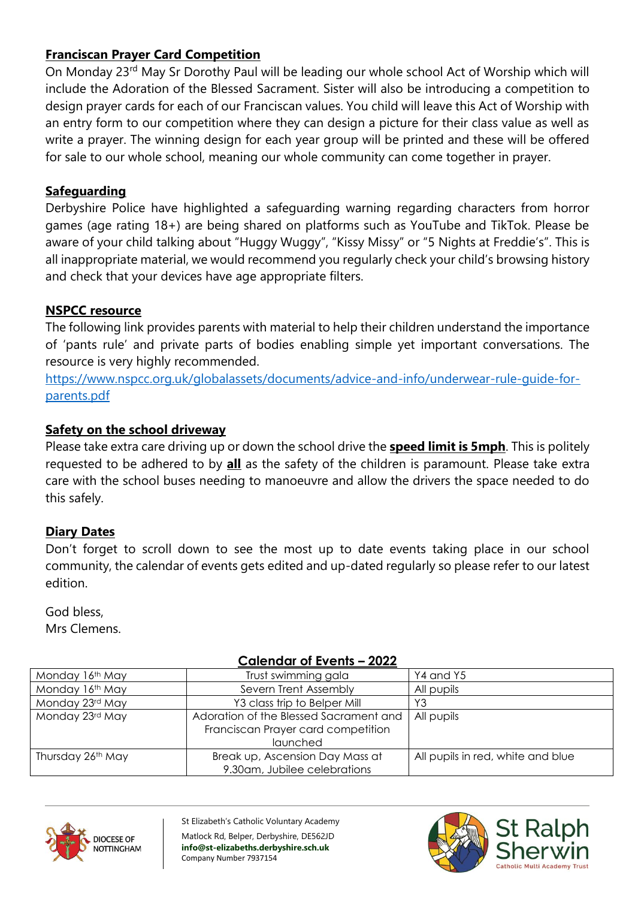## Franciscan Prayer Card Competition

On Monday 23rd May Sr Dorothy Paul will be leading our whole school Act of Worship which will include the Adoration of the Blessed Sacrament. Sister will also be introducing a competition to design prayer cards for each of our Franciscan values. You child will leave this Act of Worship with an entry form to our competition where they can design a picture for their class value as well as write a prayer. The winning design for each year group will be printed and these will be offered for sale to our whole school, meaning our whole community can come together in prayer.

## Safeguarding

Derbyshire Police have highlighted a safeguarding warning regarding characters from horror games (age rating 18+) are being shared on platforms such as YouTube and TikTok. Please be aware of your child talking about "Huggy Wuggy", "Kissy Missy" or "5 Nights at Freddie's". This is all inappropriate material, we would recommend you regularly check your child's browsing history and check that your devices have age appropriate filters.

## NSPCC resource

The following link provides parents with material to help their children understand the importance of 'pants rule' and private parts of bodies enabling simple yet important conversations. The resource is very highly recommended.

https://www.nspcc.org.uk/globalassets/documents/advice-and-info/underwear-rule-guide-for-parents.pdf

## Safety on the school driveway

Please take extra care driving up or down the school drive the **speed limit is 5mph**. This is politely requested to be adhered to by **all** as the safety of the children is paramount. Please take extra care with the school buses needing to manoeuvre and allow the drivers the space needed to do this safely.

## Diary Dates

Don't forget to scroll down to see the most up to date events taking place in our school community, the calendar of events gets edited and up-dated regularly so please refer to our latest edition.

God bless,
Mrs Clemens.

## Calendar of Events – 2022

| Date | Event | Who |
|---|---|---|
| Monday 16th May | Trust swimming gala | Y4 and Y5 |
| Monday 16th May | Severn Trent Assembly | All pupils |
| Monday 23rd May | Y3 class trip to Belper Mill | Y3 |
| Monday 23rd May | Adoration of the Blessed Sacrament and Franciscan Prayer card competition launched | All pupils |
| Thursday 26th May | Break up, Ascension Day Mass at 9.30am, Jubilee celebrations | All pupils in red, white and blue |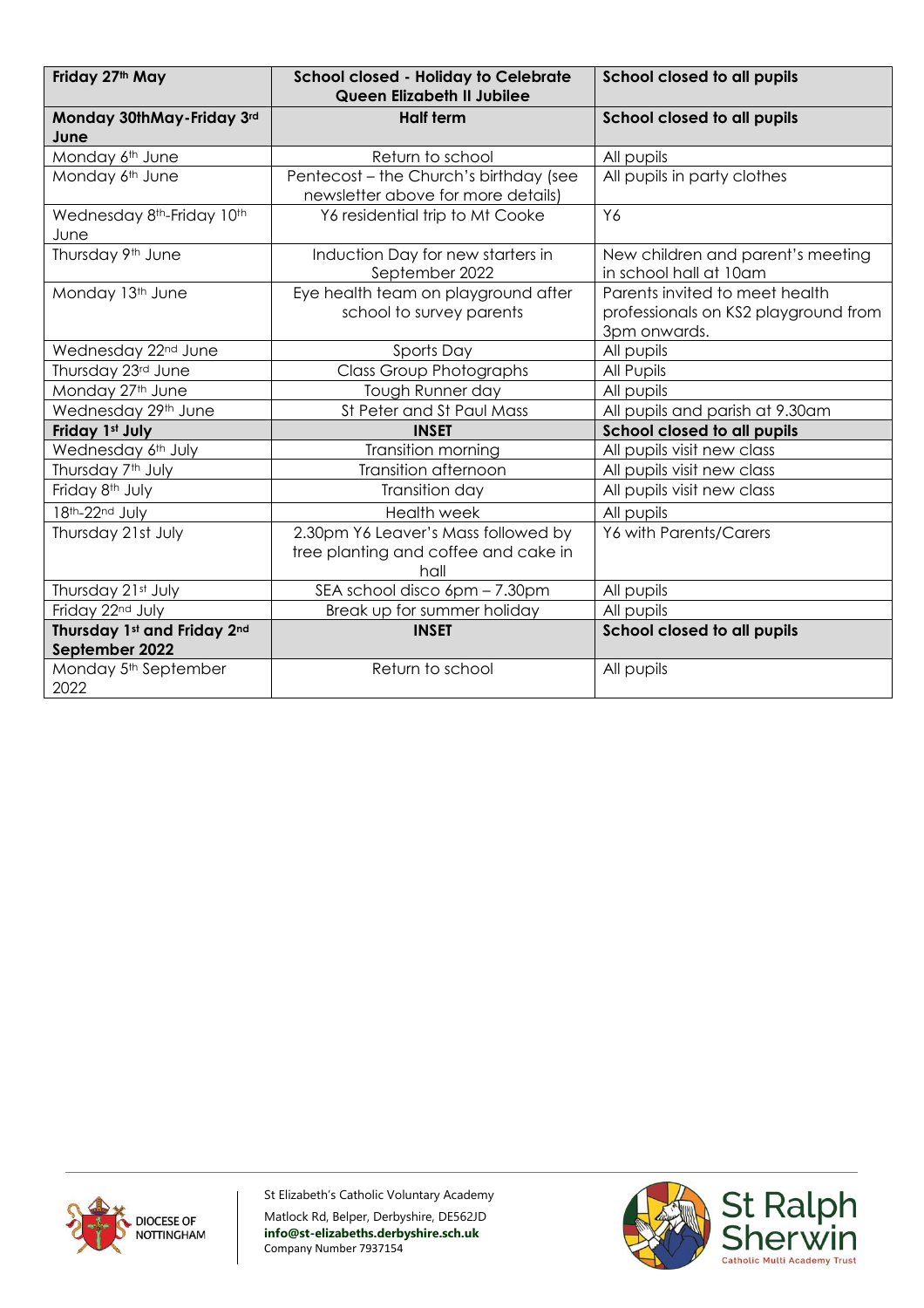| | | |
|---|---|---|
| **Friday 27th May** | **School closed - Holiday to Celebrate Queen Elizabeth II Jubilee** | **School closed to all pupils** |
| **Monday 30thMay-Friday 3rd June** | **Half term** | **School closed to all pupils** |
| Monday 6th June | Return to school | All pupils |
| Monday 6th June | Pentecost – the Church's birthday (see newsletter above for more details) | All pupils in party clothes |
| Wednesday 8th-Friday 10th June | Y6 residential trip to Mt Cooke | Y6 |
| Thursday 9th June | Induction Day for new starters in September 2022 | New children and parent's meeting in school hall at 10am |
| Monday 13th June | Eye health team on playground after school to survey parents | Parents invited to meet health professionals on KS2 playground from 3pm onwards. |
| Wednesday 22nd June | Sports Day | All pupils |
| Thursday 23rd June | Class Group Photographs | All Pupils |
| Monday 27th June | Tough Runner day | All pupils |
| Wednesday 29th June | St Peter and St Paul Mass | All pupils and parish at 9.30am |
| **Friday 1st July** | **INSET** | **School closed to all pupils** |
| Wednesday 6th July | Transition morning | All pupils visit new class |
| Thursday 7th July | Transition afternoon | All pupils visit new class |
| Friday 8th July | Transition day | All pupils visit new class |
| 18th-22nd July | Health week | All pupils |
| Thursday 21st July | 2.30pm Y6 Leaver's Mass followed by tree planting and coffee and cake in hall | Y6 with Parents/Carers |
| Thursday 21st July | SEA school disco 6pm – 7.30pm | All pupils |
| Friday 22nd July | Break up for summer holiday | All pupils |
| **Thursday 1st and Friday 2nd September 2022** | **INSET** | **School closed to all pupils** |
| Monday 5th September 2022 | Return to school | All pupils |